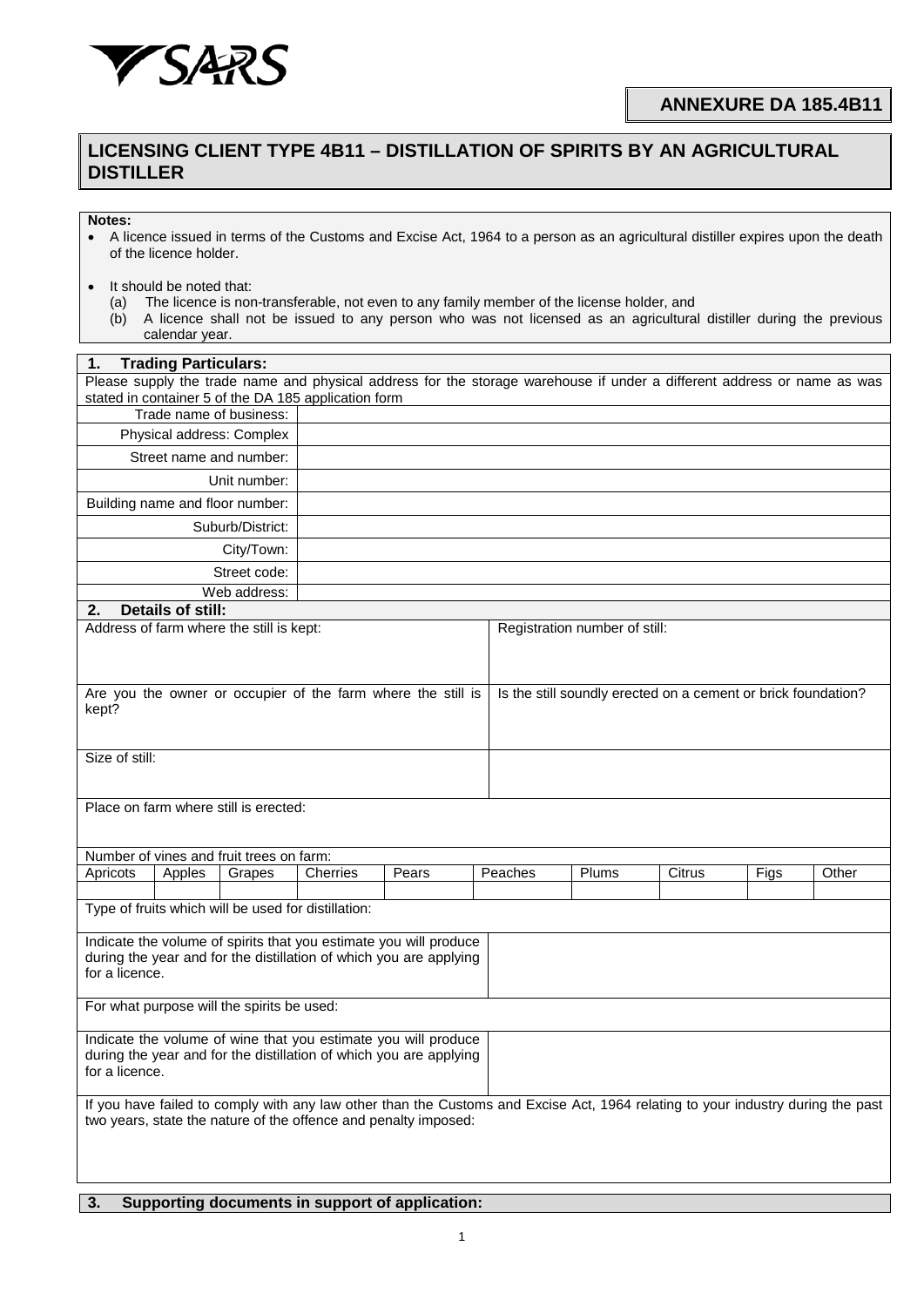SARS

**ANNEXURE DA 185.4B11**

# LICENSING CLIENT TYPE 4B11 – DISTILLATION OF SPIRITS BY AN AGRICULTURAL DISTILLER

**Notes:**

- A licence issued in terms of the Customs and Excise Act, 1964 to a person as an agricultural distiller expires upon the death of the licence holder.
- It should be noted that:
  - (a) The licence is non-transferable, not even to any family member of the license holder, and
  - (b) A licence shall not be issued to any person who was not licensed as an agricultural distiller during the previous calendar year.

## 1. Trading Particulars:

Please supply the trade name and physical address for the storage warehouse if under a different address or name as was stated in container 5 of the DA 185 application form

| | |
|---|---|
| Trade name of business: | |
| Physical address: Complex | |
| Street name and number: | |
| Unit number: | |
| Building name and floor number: | |
| Suburb/District: | |
| City/Town: | |
| Street code: | |
| Web address: | |

## 2. Details of still:

| | |
|---|---|
| Address of farm where the still is kept: | Registration number of still: |
| Are you the owner or occupier of the farm where the still is kept? | Is the still soundly erected on a cement or brick foundation? |
| Size of still: | |
| Place on farm where still is erected: | |

Number of vines and fruit trees on farm:

| Apricots | Apples | Grapes | Cherries | Pears | Peaches | Plums | Citrus | Figs | Other |
|---|---|---|---|---|---|---|---|---|---|
| | | | | | | | | | |

Type of fruits which will be used for distillation:

| | |
|---|---|
| Indicate the volume of spirits that you estimate you will produce during the year and for the distillation of which you are applying for a licence. | |

For what purpose will the spirits be used:

| | |
|---|---|
| Indicate the volume of wine that you estimate you will produce during the year and for the distillation of which you are applying for a licence. | |

If you have failed to comply with any law other than the Customs and Excise Act, 1964 relating to your industry during the past two years, state the nature of the offence and penalty imposed:

## 3. Supporting documents in support of application: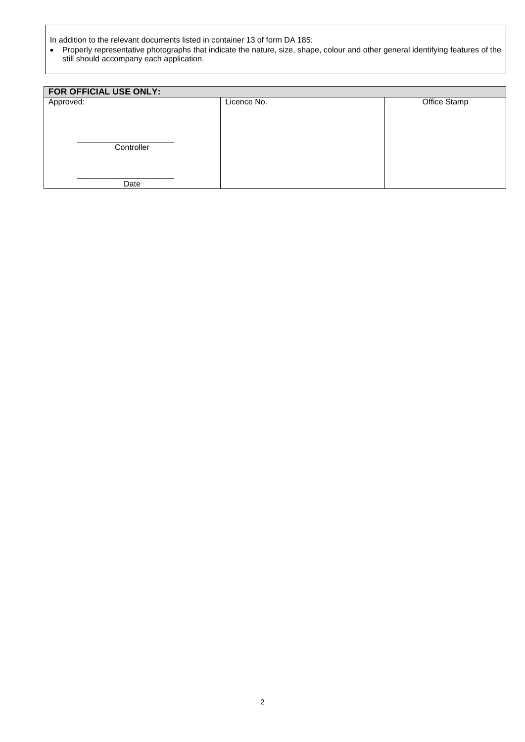In addition to the relevant documents listed in container 13 of form DA 185:

- Properly representative photographs that indicate the nature, size, shape, colour and other general identifying features of the still should accompany each application.

| **FOR OFFICIAL USE ONLY:** | | |
|---|---|---|
| Approved:<br><br>\_\_\_\_\_\_\_\_\_\_\_\_\_\_\_\_\_\_\_\_\_\_<br>Controller<br><br>\_\_\_\_\_\_\_\_\_\_\_\_\_\_\_\_\_\_\_\_\_\_<br>Date | Licence No. | Office Stamp |